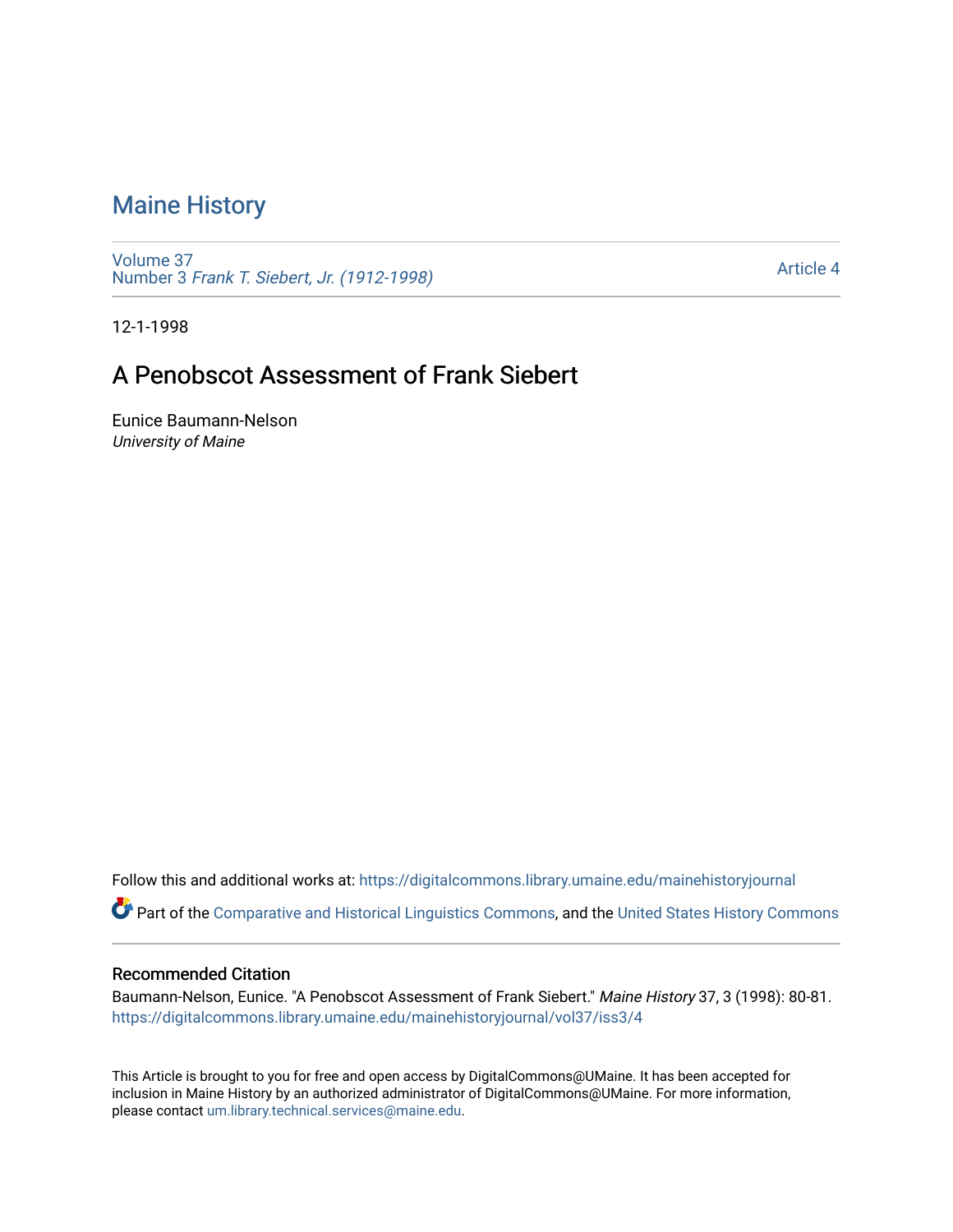# Maine History

Volume 37
Number 3 *Frank T. Siebert, Jr. (1912-1998)*

Article 4

12-1-1998

## A Penobscot Assessment of Frank Siebert

Eunice Baumann-Nelson
*University of Maine*

Follow this and additional works at: https://digitalcommons.library.umaine.edu/mainehistoryjournal

Part of the Comparative and Historical Linguistics Commons, and the United States History Commons

### Recommended Citation

Baumann-Nelson, Eunice. "A Penobscot Assessment of Frank Siebert." *Maine History* 37, 3 (1998): 80-81.
https://digitalcommons.library.umaine.edu/mainehistoryjournal/vol37/iss3/4

This Article is brought to you for free and open access by DigitalCommons@UMaine. It has been accepted for inclusion in Maine History by an authorized administrator of DigitalCommons@UMaine. For more information, please contact um.library.technical.services@maine.edu.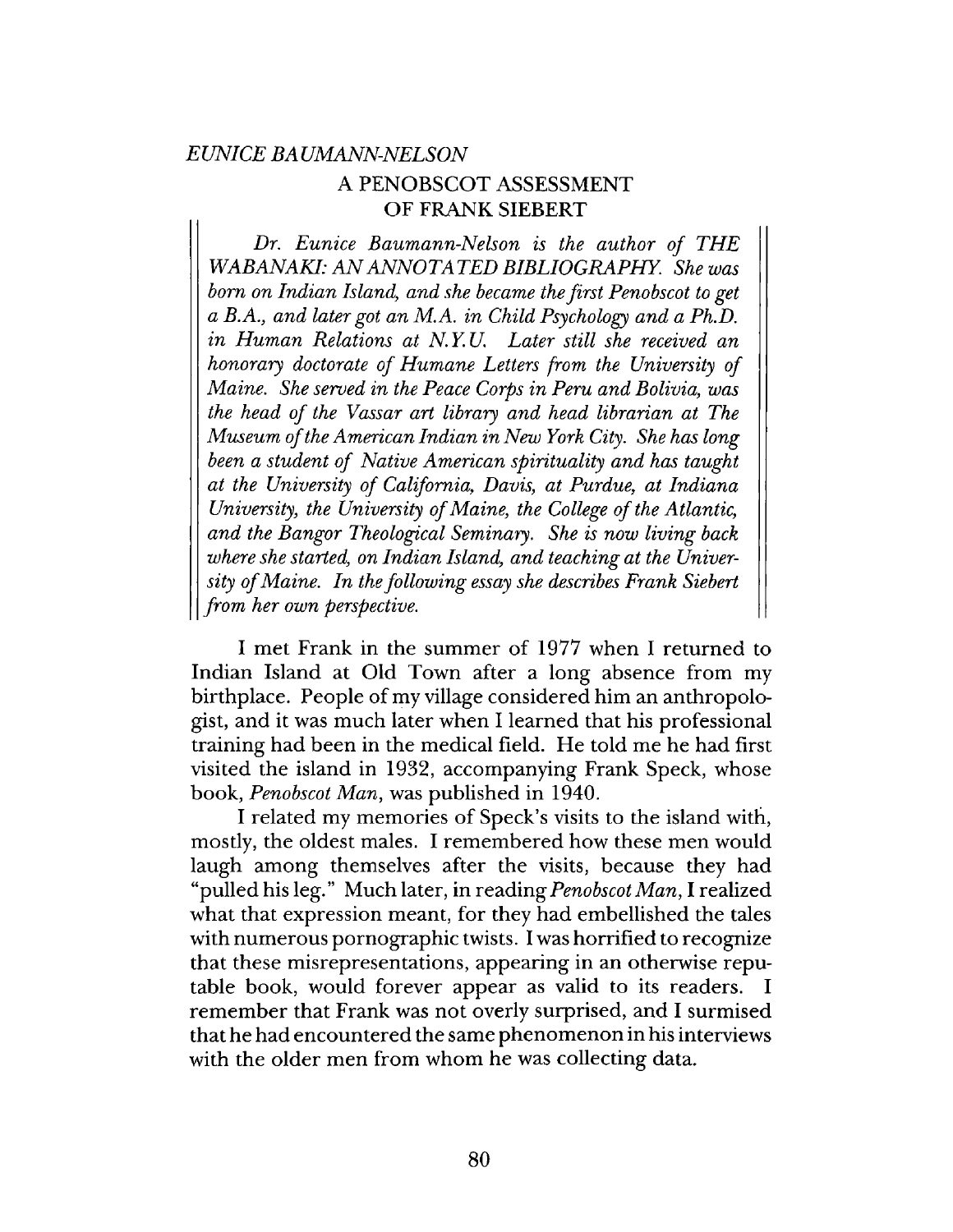*EUNICE BAUMANN-NELSON*

## A PENOBSCOT ASSESSMENT OF FRANK SIEBERT

*Dr. Eunice Baumann-Nelson is the author of THE WABANAKI: AN ANNOTATED BIBLIOGRAPHY. She was born on Indian Island, and she became the first Penobscot to get a B.A., and later got an M.A. in Child Psychology and a Ph.D. in Human Relations at N.Y.U. Later still she received an honorary doctorate of Humane Letters from the University of Maine. She served in the Peace Corps in Peru and Bolivia, was the head of the Vassar art library and head librarian at The Museum of the American Indian in New York City. She has long been a student of Native American spirituality and has taught at the University of California, Davis, at Purdue, at Indiana University, the University of Maine, the College of the Atlantic, and the Bangor Theological Seminary. She is now living back where she started, on Indian Island, and teaching at the University of Maine. In the following essay she describes Frank Siebert from her own perspective.*

I met Frank in the summer of 1977 when I returned to Indian Island at Old Town after a long absence from my birthplace. People of my village considered him an anthropologist, and it was much later when I learned that his professional training had been in the medical field. He told me he had first visited the island in 1932, accompanying Frank Speck, whose book, *Penobscot Man*, was published in 1940.

I related my memories of Speck's visits to the island with, mostly, the oldest males. I remembered how these men would laugh among themselves after the visits, because they had "pulled his leg." Much later, in reading *Penobscot Man*, I realized what that expression meant, for they had embellished the tales with numerous pornographic twists. I was horrified to recognize that these misrepresentations, appearing in an otherwise reputable book, would forever appear as valid to its readers. I remember that Frank was not overly surprised, and I surmised that he had encountered the same phenomenon in his interviews with the older men from whom he was collecting data.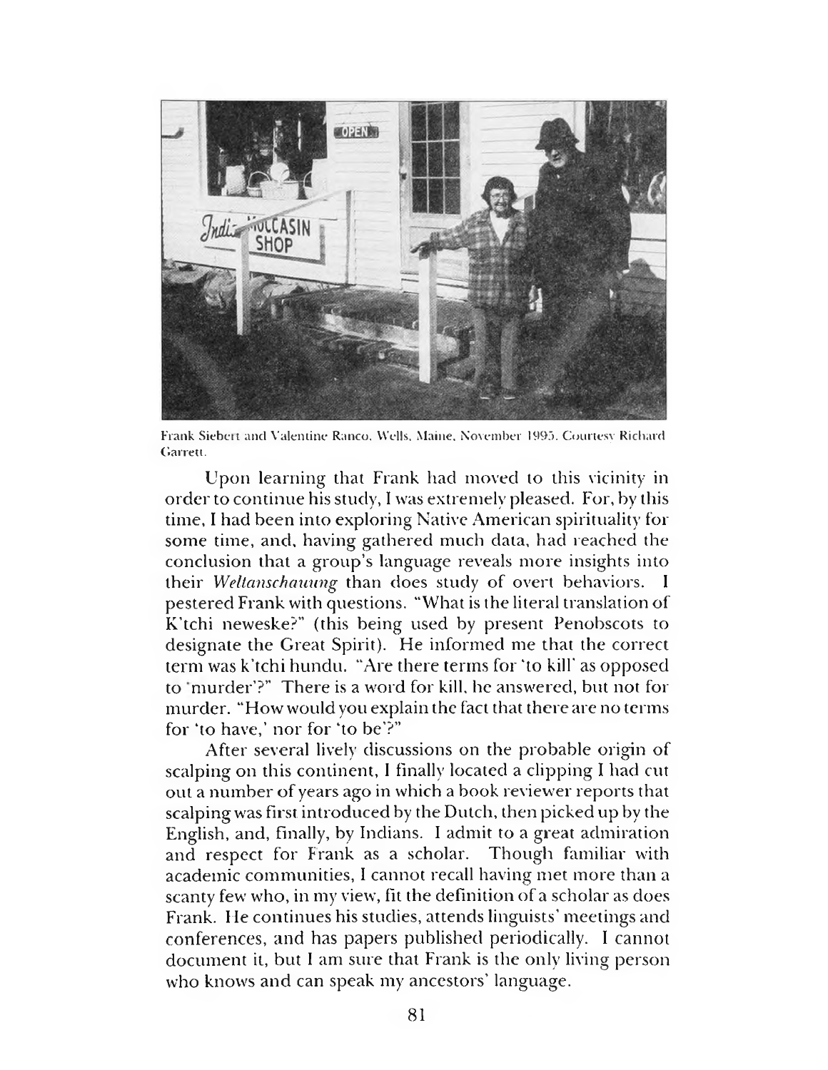Frank Siebert and Valentine Ranco, Wells, Maine, November 1995. Courtesy Richard Garrett.

Upon learning that Frank had moved to this vicinity in order to continue his study, I was extremely pleased. For, by this time, I had been into exploring Native American spirituality for some time, and, having gathered much data, had reached the conclusion that a group's language reveals more insights into their *Weltanschauung* than does study of overt behaviors. I pestered Frank with questions. "What is the literal translation of K'tchi neweske?" (this being used by present Penobscots to designate the Great Spirit). He informed me that the correct term was k'tchi hundu. "Are there terms for 'to kill' as opposed to 'murder'?" There is a word for kill, he answered, but not for murder. "How would you explain the fact that there are no terms for 'to have,' nor for 'to be'?"

After several lively discussions on the probable origin of scalping on this continent, I finally located a clipping I had cut out a number of years ago in which a book reviewer reports that scalping was first introduced by the Dutch, then picked up by the English, and, finally, by Indians. I admit to a great admiration and respect for Frank as a scholar. Though familiar with academic communities, I cannot recall having met more than a scanty few who, in my view, fit the definition of a scholar as does Frank. He continues his studies, attends linguists' meetings and conferences, and has papers published periodically. I cannot document it, but I am sure that Frank is the only living person who knows and can speak my ancestors' language.